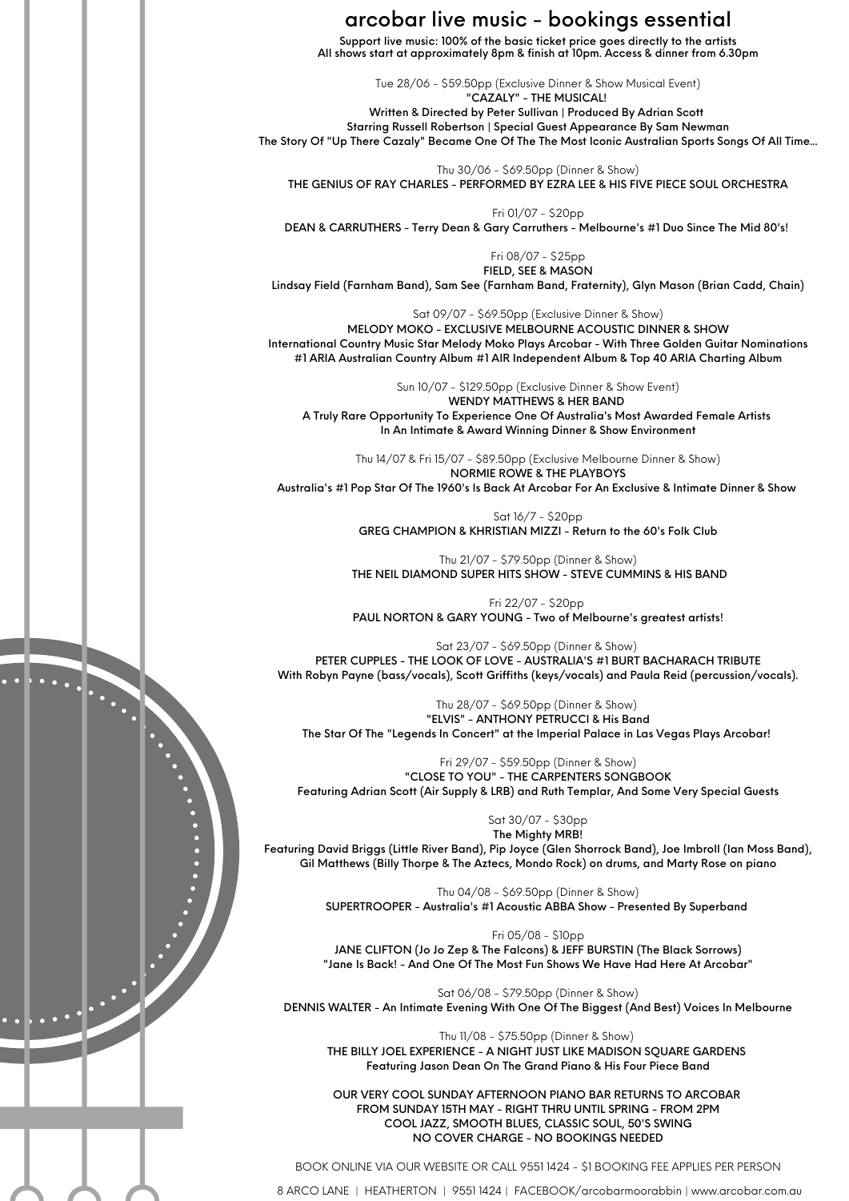# arcobar live music - bookings essential

**Support live music: 100% of the basic ticket price goes directly to the artists**
**All shows start at approximately 8pm & finish at 10pm. Access & dinner from 6.30pm**

Tue 28/06 - $59.50pp (Exclusive Dinner & Show Musical Event)
**"CAZALY" - THE MUSICAL!**
**Written & Directed by Peter Sullivan | Produced By Adrian Scott**
**Starring Russell Robertson | Special Guest Appearance By Sam Newman**
**The Story Of "Up There Cazaly" Became One Of The The Most Iconic Australian Sports Songs Of All Time...**

Thu 30/06 - $69.50pp (Dinner & Show)
**THE GENIUS OF RAY CHARLES - PERFORMED BY EZRA LEE & HIS FIVE PIECE SOUL ORCHESTRA**

Fri 01/07 - $20pp
**DEAN & CARRUTHERS - Terry Dean & Gary Carruthers - Melbourne's #1 Duo Since The Mid 80's!**

Fri 08/07 - $25pp
**FIELD, SEE & MASON**
**Lindsay Field (Farnham Band), Sam See (Farnham Band, Fraternity), Glyn Mason (Brian Cadd, Chain)**

Sat 09/07 - $69.50pp (Exclusive Dinner & Show)
**MELODY MOKO - EXCLUSIVE MELBOURNE ACOUSTIC DINNER & SHOW**
**International Country Music Star Melody Moko Plays Arcobar - With Three Golden Guitar Nominations**
**#1 ARIA Australian Country Album #1 AIR Independent Album & Top 40 ARIA Charting Album**

Sun 10/07 - $129.50pp (Exclusive Dinner & Show Event)
**WENDY MATTHEWS & HER BAND**
**A Truly Rare Opportunity To Experience One Of Australia's Most Awarded Female Artists**
**In An Intimate & Award Winning Dinner & Show Environment**

Thu 14/07 & Fri 15/07 - $89.50pp (Exclusive Melbourne Dinner & Show)
**NORMIE ROWE & THE PLAYBOYS**
**Australia's #1 Pop Star Of The 1960's Is Back At Arcobar For An Exclusive & Intimate Dinner & Show**

Sat 16/7 - $20pp
**GREG CHAMPION & KHRISTIAN MIZZI - Return to the 60's Folk Club**

Thu 21/07 - $79.50pp (Dinner & Show)
**THE NEIL DIAMOND SUPER HITS SHOW - STEVE CUMMINS & HIS BAND**

Fri 22/07 - $20pp
**PAUL NORTON & GARY YOUNG - Two of Melbourne's greatest artists!**

Sat 23/07 - $69.50pp (Dinner & Show)
**PETER CUPPLES - THE LOOK OF LOVE - AUSTRALIA'S #1 BURT BACHARACH TRIBUTE**
**With Robyn Payne (bass/vocals), Scott Griffiths (keys/vocals) and Paula Reid (percussion/vocals).**

Thu 28/07 - $69.50pp (Dinner & Show)
**"ELVIS" - ANTHONY PETRUCCI & His Band**
**The Star Of The "Legends In Concert" at the Imperial Palace in Las Vegas Plays Arcobar!**

Fri 29/07 - $59.50pp (Dinner & Show)
**"CLOSE TO YOU" - THE CARPENTERS SONGBOOK**
**Featuring Adrian Scott (Air Supply & LRB) and Ruth Templar, And Some Very Special Guests**

Sat 30/07 - $30pp
**The Mighty MRB!**
**Featuring David Briggs (Little River Band), Pip Joyce (Glen Shorrock Band), Joe Imbroll (Ian Moss Band), Gil Matthews (Billy Thorpe & The Aztecs, Mondo Rock) on drums, and Marty Rose on piano**

Thu 04/08 - $69.50pp (Dinner & Show)
**SUPERTROOPER - Australia's #1 Acoustic ABBA Show - Presented By Superband**

Fri 05/08 - $10pp
**JANE CLIFTON (Jo Jo Zep & The Falcons) & JEFF BURSTIN (The Black Sorrows)**
**"Jane Is Back! - And One Of The Most Fun Shows We Have Had Here At Arcobar"**

Sat 06/08 - $79.50pp (Dinner & Show)
**DENNIS WALTER - An Intimate Evening With One Of The Biggest (And Best) Voices In Melbourne**

Thu 11/08 - $75.50pp (Dinner & Show)
**THE BILLY JOEL EXPERIENCE - A NIGHT JUST LIKE MADISON SQUARE GARDENS**
**Featuring Jason Dean On The Grand Piano & His Four Piece Band**

**OUR VERY COOL SUNDAY AFTERNOON PIANO BAR RETURNS TO ARCOBAR**
**FROM SUNDAY 15TH MAY - RIGHT THRU UNTIL SPRING - FROM 2PM**
**COOL JAZZ, SMOOTH BLUES, CLASSIC SOUL, 50'S SWING**
**NO COVER CHARGE - NO BOOKINGS NEEDED**

BOOK ONLINE VIA OUR WEBSITE OR CALL 9551 1424 - $1 BOOKING FEE APPLIES PER PERSON

8 ARCO LANE | HEATHERTON | 9551 1424 | FACEBOOK/arcobarmoorabbin | www.arcobar.com.au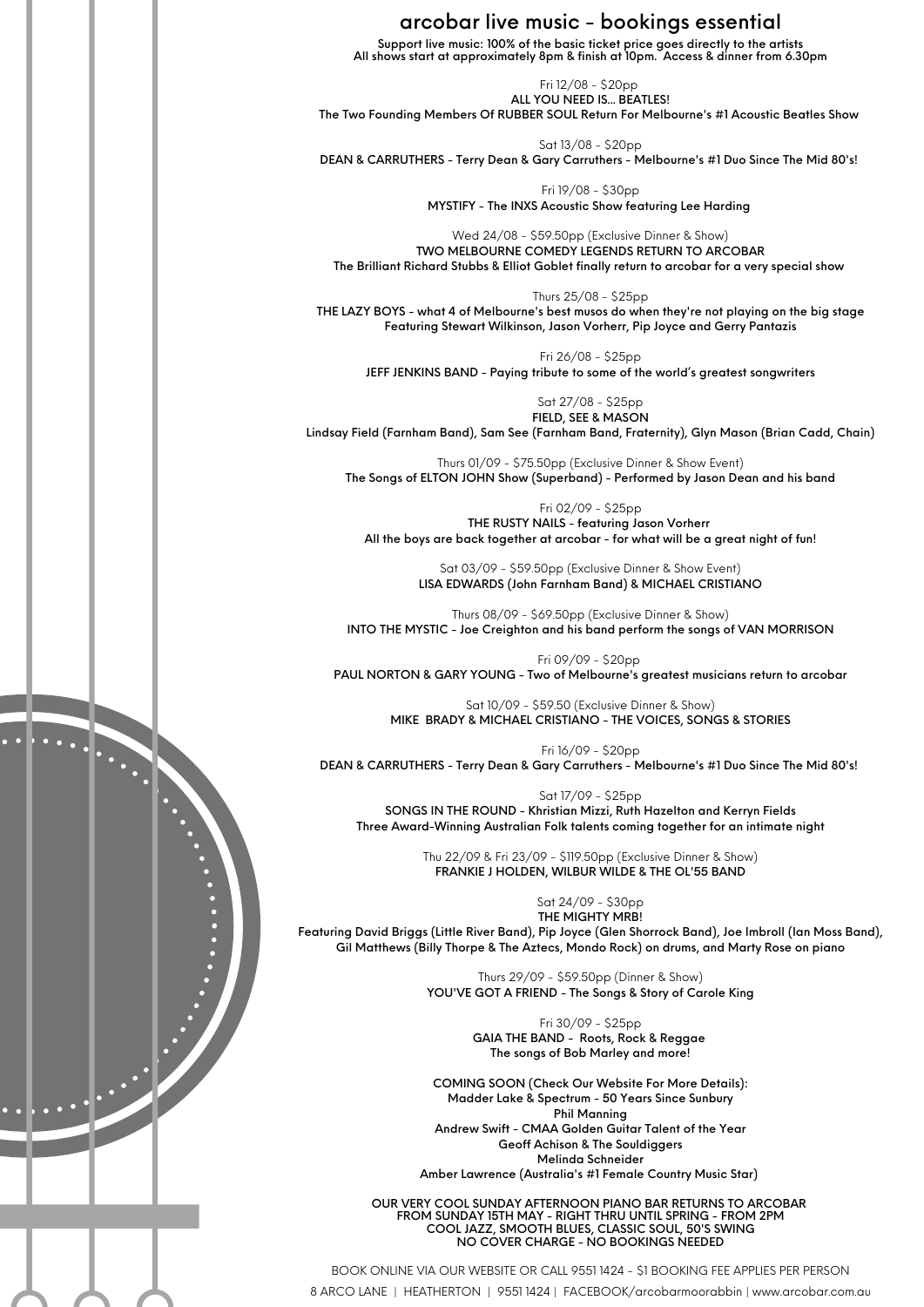# arcobar live music - bookings essential

**Support live music: 100% of the basic ticket price goes directly to the artists**
**All shows start at approximately 8pm & finish at 10pm. Access & dinner from 6.30pm**

Fri 12/08 - $20pp
**ALL YOU NEED IS... BEATLES!**
**The Two Founding Members Of RUBBER SOUL Return For Melbourne's #1 Acoustic Beatles Show**

Sat 13/08 - $20pp
**DEAN & CARRUTHERS - Terry Dean & Gary Carruthers - Melbourne's #1 Duo Since The Mid 80's!**

Fri 19/08 - $30pp
**MYSTIFY - The INXS Acoustic Show featuring Lee Harding**

Wed 24/08 - $59.50pp (Exclusive Dinner & Show)
**TWO MELBOURNE COMEDY LEGENDS RETURN TO ARCOBAR**
**The Brilliant Richard Stubbs & Elliot Goblet finally return to arcobar for a very special show**

Thurs 25/08 - $25pp
**THE LAZY BOYS - what 4 of Melbourne's best musos do when they're not playing on the big stage**
**Featuring Stewart Wilkinson, Jason Vorherr, Pip Joyce and Gerry Pantazis**

Fri 26/08 - $25pp
**JEFF JENKINS BAND - Paying tribute to some of the world's greatest songwriters**

Sat 27/08 - $25pp
**FIELD, SEE & MASON**
**Lindsay Field (Farnham Band), Sam See (Farnham Band, Fraternity), Glyn Mason (Brian Cadd, Chain)**

Thurs 01/09 - $75.50pp (Exclusive Dinner & Show Event)
**The Songs of ELTON JOHN Show (Superband) - Performed by Jason Dean and his band**

Fri 02/09 - $25pp
**THE RUSTY NAILS - featuring Jason Vorherr**
**All the boys are back together at arcobar - for what will be a great night of fun!**

Sat 03/09 - $59.50pp (Exclusive Dinner & Show Event)
**LISA EDWARDS (John Farnham Band) & MICHAEL CRISTIANO**

Thurs 08/09 - $69.50pp (Exclusive Dinner & Show)
**INTO THE MYSTIC - Joe Creighton and his band perform the songs of VAN MORRISON**

Fri 09/09 - $20pp
**PAUL NORTON & GARY YOUNG - Two of Melbourne's greatest musicians return to arcobar**

Sat 10/09 - $59.50 (Exclusive Dinner & Show)
**MIKE BRADY & MICHAEL CRISTIANO - THE VOICES, SONGS & STORIES**

Fri 16/09 - $20pp
**DEAN & CARRUTHERS - Terry Dean & Gary Carruthers - Melbourne's #1 Duo Since The Mid 80's!**

Sat 17/09 - $25pp
**SONGS IN THE ROUND - Khristian Mizzi, Ruth Hazelton and Kerryn Fields**
**Three Award-Winning Australian Folk talents coming together for an intimate night**

Thu 22/09 & Fri 23/09 - $119.50pp (Exclusive Dinner & Show)
**FRANKIE J HOLDEN, WILBUR WILDE & THE OL'55 BAND**

Sat 24/09 - $30pp
**THE MIGHTY MRB!**
**Featuring David Briggs (Little River Band), Pip Joyce (Glen Shorrock Band), Joe Imbroll (Ian Moss Band), Gil Matthews (Billy Thorpe & The Aztecs, Mondo Rock) on drums, and Marty Rose on piano**

Thurs 29/09 - $59.50pp (Dinner & Show)
**YOU'VE GOT A FRIEND - The Songs & Story of Carole King**

Fri 30/09 - $25pp
**GAIA THE BAND - Roots, Rock & Reggae**
**The songs of Bob Marley and more!**

**COMING SOON (Check Our Website For More Details):**
**Madder Lake & Spectrum - 50 Years Since Sunbury**
**Phil Manning**
**Andrew Swift - CMAA Golden Guitar Talent of the Year**
**Geoff Achison & The Souldiggers**
**Melinda Schneider**
**Amber Lawrence (Australia's #1 Female Country Music Star)**

**OUR VERY COOL SUNDAY AFTERNOON PIANO BAR RETURNS TO ARCOBAR**
**FROM SUNDAY 15TH MAY - RIGHT THRU UNTIL SPRING - FROM 2PM**
**COOL JAZZ, SMOOTH BLUES, CLASSIC SOUL, 50'S SWING**
**NO COVER CHARGE - NO BOOKINGS NEEDED**

BOOK ONLINE VIA OUR WEBSITE OR CALL 9551 1424 - $1 BOOKING FEE APPLIES PER PERSON

8 ARCO LANE | HEATHERTON | 9551 1424 | FACEBOOK/arcobarmoorabbin | www.arcobar.com.au